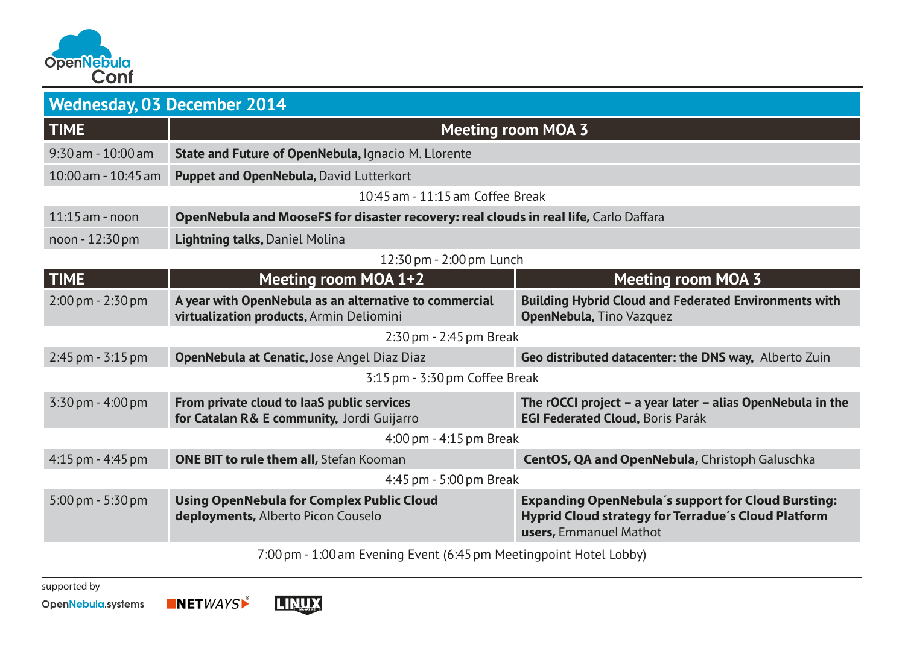OpenNebula Conf

## Wednesday, 03 December 2014

| TIME | Meeting room MOA 3 |
|---|---|
| 9:30 am - 10:00 am | **State and Future of OpenNebula,** Ignacio M. Llorente |
| 10:00 am - 10:45 am | **Puppet and OpenNebula,** David Lutterkort |
| | 10:45 am - 11:15 am Coffee Break |
| 11:15 am - noon | **OpenNebula and MooseFS for disaster recovery: real clouds in real life,** Carlo Daffara |
| noon - 12:30 pm | **Lightning talks,** Daniel Molina |
| | 12:30 pm - 2:00 pm Lunch |

| TIME | Meeting room MOA 1+2 | Meeting room MOA 3 |
|---|---|---|
| 2:00 pm - 2:30 pm | **A year with OpenNebula as an alternative to commercial virtualization products,** Armin Deliomini | **Building Hybrid Cloud and Federated Environments with OpenNebula,** Tino Vazquez |
| | 2:30 pm - 2:45 pm Break | |
| 2:45 pm - 3:15 pm | **OpenNebula at Cenatic,** Jose Angel Diaz Diaz | **Geo distributed datacenter: the DNS way,** Alberto Zuin |
| | 3:15 pm - 3:30 pm Coffee Break | |
| 3:30 pm - 4:00 pm | **From private cloud to IaaS public services for Catalan R& E community,** Jordi Guijarro | **The rOCCI project – a year later – alias OpenNebula in the EGI Federated Cloud,** Boris Parák |
| | 4:00 pm - 4:15 pm Break | |
| 4:15 pm - 4:45 pm | **ONE BIT to rule them all,** Stefan Kooman | **CentOS, QA and OpenNebula,** Christoph Galuschka |
| | 4:45 pm - 5:00 pm Break | |
| 5:00 pm - 5:30 pm | **Using OpenNebula for Complex Public Cloud deployments,** Alberto Picon Couselo | **Expanding OpenNebula´s support for Cloud Bursting: Hyprid Cloud strategy for Terradue´s Cloud Platform users,** Emmanuel Mathot |

7:00 pm - 1:00 am Evening Event (6:45 pm Meetingpoint Hotel Lobby)

supported by

OpenNebula.systems NETWAYS LINUX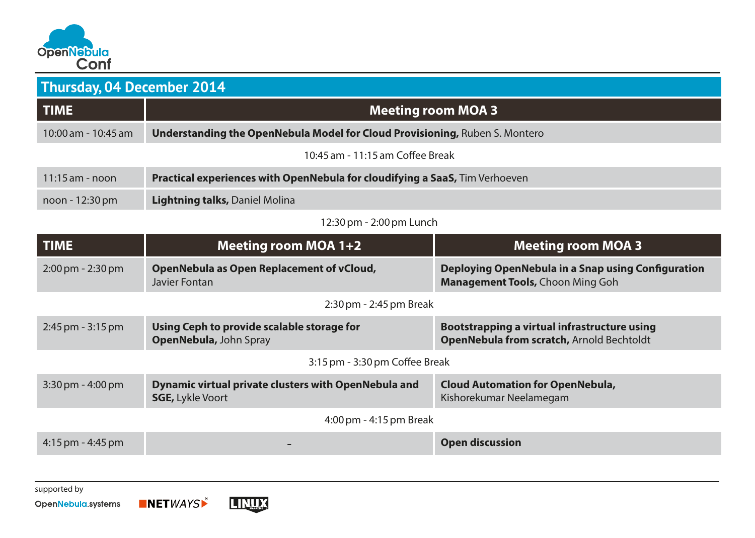OpenNebula Conf

## Thursday, 04 December 2014

| TIME | Meeting room MOA 3 |
| --- | --- |
| 10:00 am - 10:45 am | **Understanding the OpenNebula Model for Cloud Provisioning,** Ruben S. Montero |
| 10:45 am - 11:15 am Coffee Break | |
| 11:15 am - noon | **Practical experiences with OpenNebula for cloudifying a SaaS,** Tim Verhoeven |
| noon - 12:30 pm | **Lightning talks,** Daniel Molina |

12:30 pm - 2:00 pm Lunch

| TIME | Meeting room MOA 1+2 | Meeting room MOA 3 |
| --- | --- | --- |
| 2:00 pm - 2:30 pm | **OpenNebula as Open Replacement of vCloud,** Javier Fontan | **Deploying OpenNebula in a Snap using Configuration Management Tools,** Choon Ming Goh |
| 2:30 pm - 2:45 pm Break | | |
| 2:45 pm - 3:15 pm | **Using Ceph to provide scalable storage for OpenNebula,** John Spray | **Bootstrapping a virtual infrastructure using OpenNebula from scratch,** Arnold Bechtoldt |
| 3:15 pm - 3:30 pm Coffee Break | | |
| 3:30 pm - 4:00 pm | **Dynamic virtual private clusters with OpenNebula and SGE,** Lykle Voort | **Cloud Automation for OpenNebula,** Kishorekumar Neelamegam |
| 4:00 pm - 4:15 pm Break | | |
| 4:15 pm - 4:45 pm | - | **Open discussion** |

supported by

OpenNebula.systems NETWAYS LINUX MAGAZINE